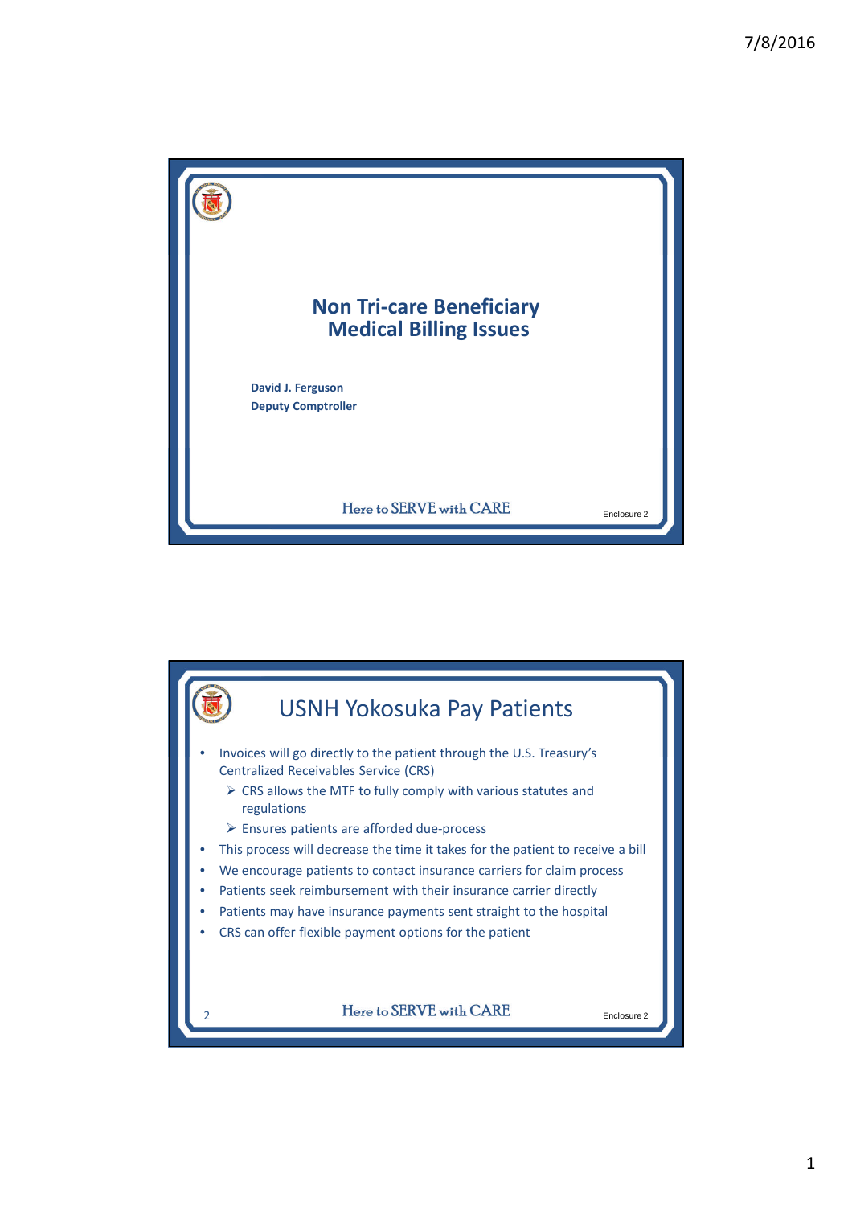# Non Tri-care Beneficiary Medical Billing Issues

**David J. Ferguson**
**Deputy Comptroller**

Here to SERVE with CARE

Enclosure 2

## USNH Yokosuka Pay Patients

- Invoices will go directly to the patient through the U.S. Treasury's Centralized Receivables Service (CRS)
  - CRS allows the MTF to fully comply with various statutes and regulations
  - Ensures patients are afforded due-process
- This process will decrease the time it takes for the patient to receive a bill
- We encourage patients to contact insurance carriers for claim process
- Patients seek reimbursement with their insurance carrier directly
- Patients may have insurance payments sent straight to the hospital
- CRS can offer flexible payment options for the patient

Here to SERVE with CARE

Enclosure 2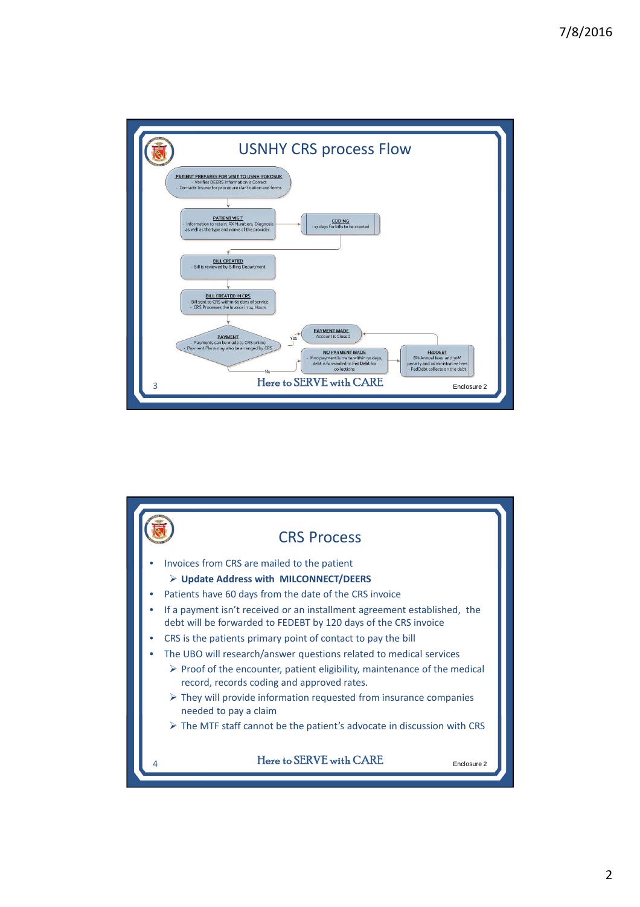# USNHY CRS process Flow

**PATIENT PREPARES FOR VISIT TO USNH YOKOSUK**
- Verifies DEERS Information is Correct
- Contacts Insurer for procedure clarification and forms

**PATIENT VISIT**
- Information to retain: RX Numbers, Diagnosis as well as the type and name of the provider.

**CODING**
- 17 days for bills to be created

**BILL CREATED**
- Bill is reviewed by Billing Department

**BILL CREATED IN CRS**
- Bill sent to CRS within 60 days of service
- CRS Processes the Invoice in 24 Hours

**PAYMENT**
- Payments can be made to CRS online
- Payment Plans may also be arranged by CRS

Yes →

**PAYMENT MADE**
- Account is Closed

No →

**NO PAYMENT MADE**
- If no payment is made within 90 days, debt is forwarded to FedDebt for collections

**FEDDEBT**
- 6% Annual fees and 30% penalty and administrative fees
- FedDebt collects on the debt

Here to SERVE with CARE

Enclosure 2

# CRS Process

- Invoices from CRS are mailed to the patient
  - **Update Address with MILCONNECT/DEERS**
- Patients have 60 days from the date of the CRS invoice
- If a payment isn't received or an installment agreement established, the debt will be forwarded to FEDEBT by 120 days of the CRS invoice
- CRS is the patients primary point of contact to pay the bill
- The UBO will research/answer questions related to medical services
  - Proof of the encounter, patient eligibility, maintenance of the medical record, records coding and approved rates.
  - They will provide information requested from insurance companies needed to pay a claim
  - The MTF staff cannot be the patient's advocate in discussion with CRS

Here to SERVE with CARE

Enclosure 2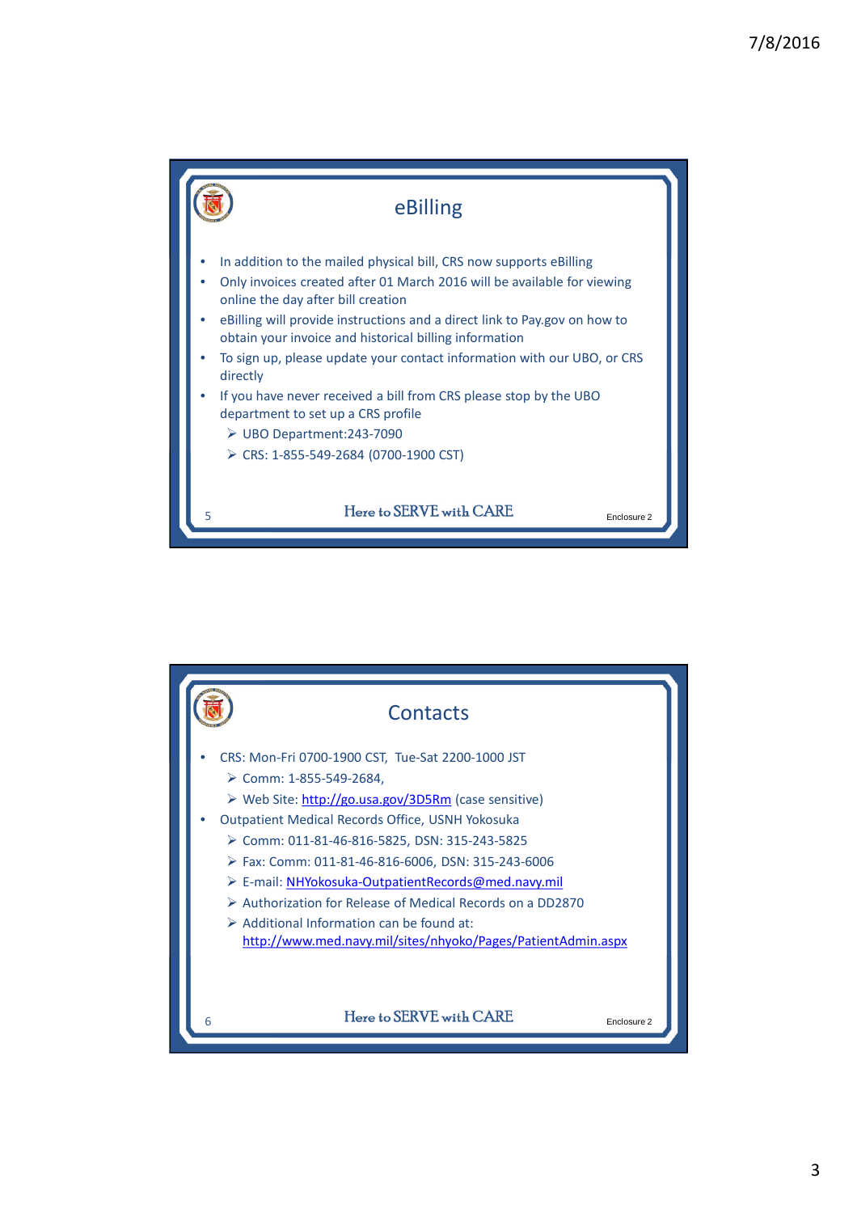## eBilling

- In addition to the mailed physical bill, CRS now supports eBilling
- Only invoices created after 01 March 2016 will be available for viewing online the day after bill creation
- eBilling will provide instructions and a direct link to Pay.gov on how to obtain your invoice and historical billing information
- To sign up, please update your contact information with our UBO, or CRS directly
- If you have never received a bill from CRS please stop by the UBO department to set up a CRS profile
  - UBO Department:243-7090
  - CRS: 1-855-549-2684 (0700-1900 CST)

Here to SERVE with CARE

Enclosure 2

## Contacts

- CRS: Mon-Fri 0700-1900 CST, Tue-Sat 2200-1000 JST
  - Comm: 1-855-549-2684,
  - Web Site: http://go.usa.gov/3D5Rm (case sensitive)
- Outpatient Medical Records Office, USNH Yokosuka
  - Comm: 011-81-46-816-5825, DSN: 315-243-5825
  - Fax: Comm: 011-81-46-816-6006, DSN: 315-243-6006
  - E-mail: NHYokosuka-OutpatientRecords@med.navy.mil
  - Authorization for Release of Medical Records on a DD2870
  - Additional Information can be found at: http://www.med.navy.mil/sites/nhyoko/Pages/PatientAdmin.aspx

Here to SERVE with CARE

Enclosure 2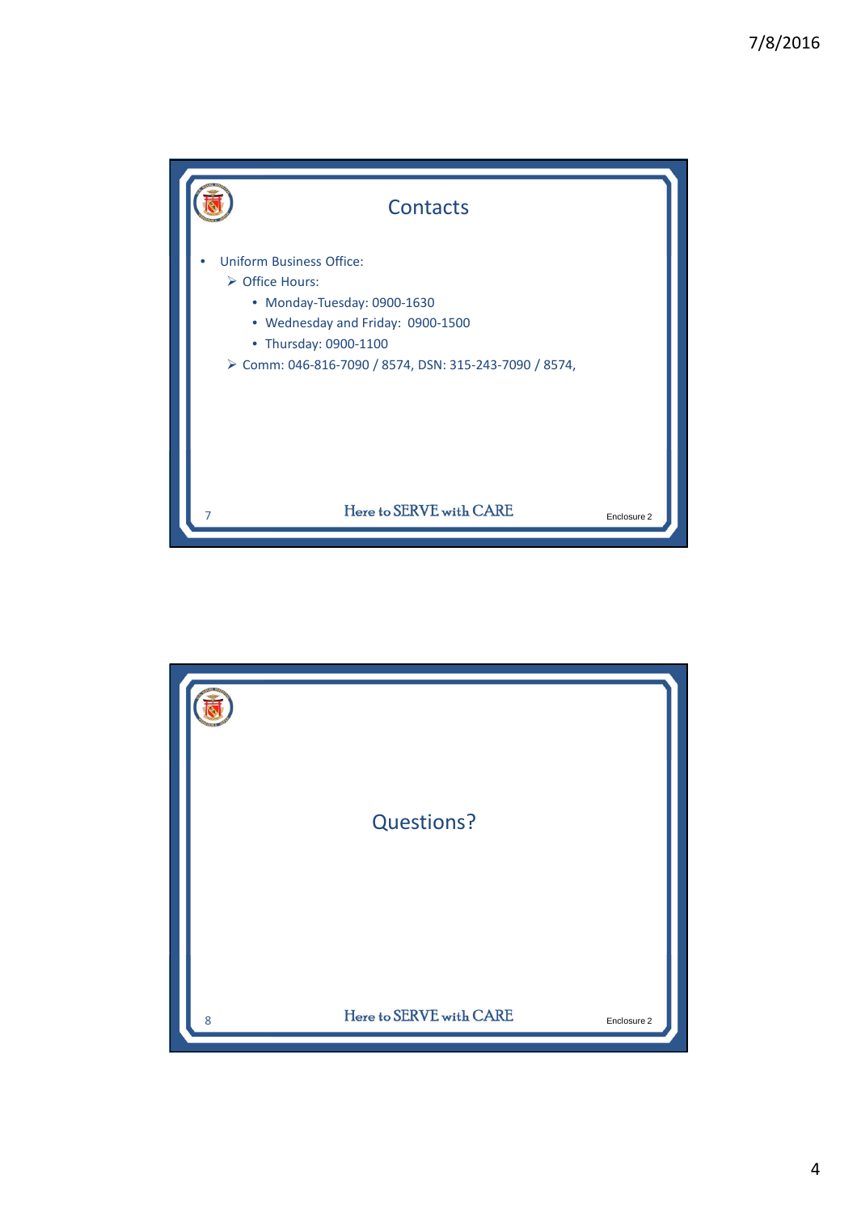## Contacts

- Uniform Business Office:
  - Office Hours:
    - Monday-Tuesday: 0900-1630
    - Wednesday and Friday: 0900-1500
    - Thursday: 0900-1100
  - Comm: 046-816-7090 / 8574, DSN: 315-243-7090 / 8574,

Here to SERVE with CARE

Enclosure 2

## Questions?

Here to SERVE with CARE

Enclosure 2